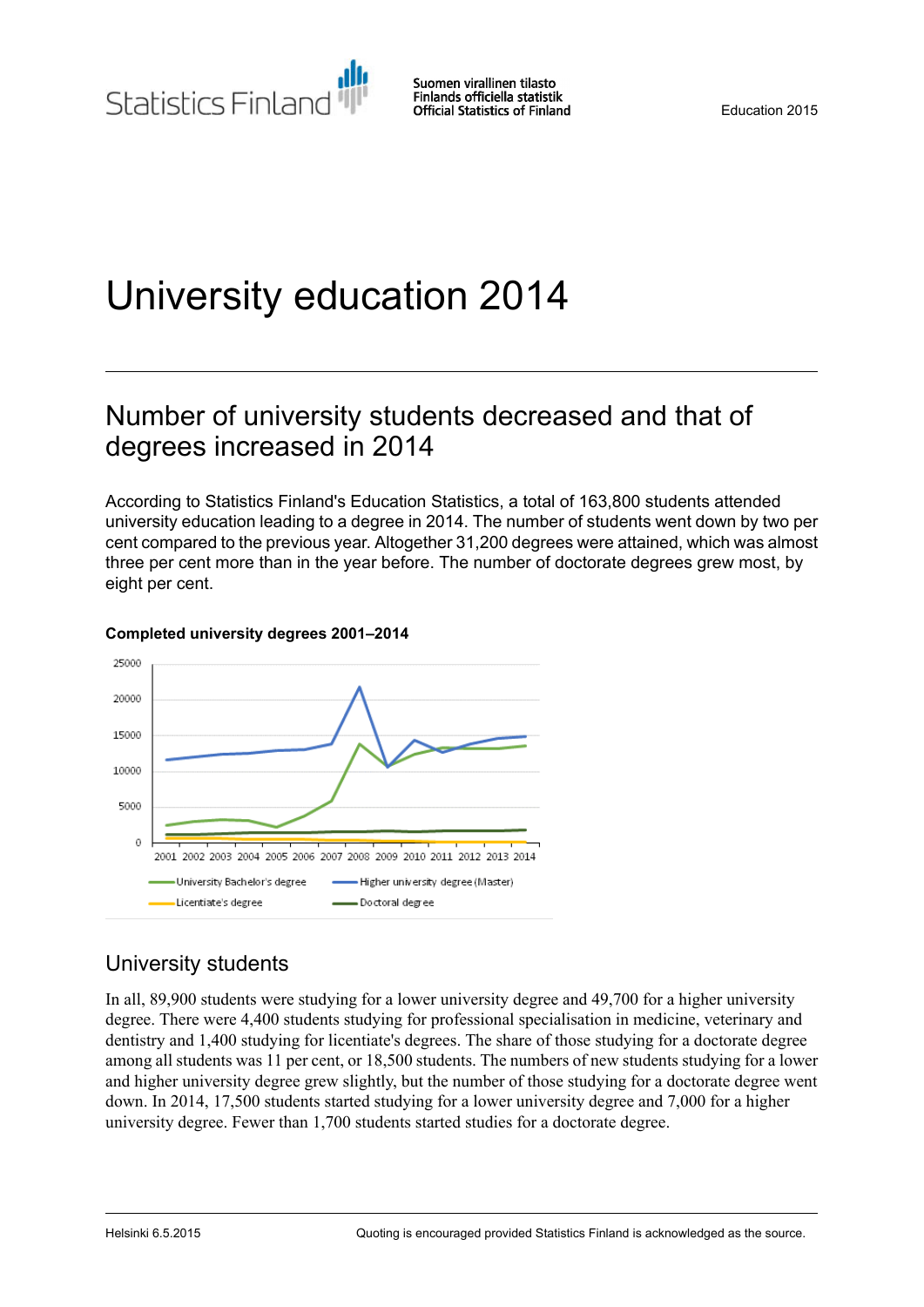# University education 2014

## Number of university students decreased and that of degrees increased in 2014

According to Statistics Finland's Education Statistics, a total of 163,800 students attended university education leading to a degree in 2014. The number of students went down by two per cent compared to the previous year. Altogether 31,200 degrees were attained, which was almost three per cent more than in the year before. The number of doctorate degrees grew most, by eight per cent.

**Completed university degrees 2001–2014**

## University students

In all, 89,900 students were studying for a lower university degree and 49,700 for a higher university degree. There were 4,400 students studying for professional specialisation in medicine, veterinary and dentistry and 1,400 studying for licentiate's degrees. The share of those studying for a doctorate degree among all students was 11 per cent, or 18,500 students. The numbers of new students studying for a lower and higher university degree grew slightly, but the number of those studying for a doctorate degree went down. In 2014, 17,500 students started studying for a lower university degree and 7,000 for a higher university degree. Fewer than 1,700 students started studies for a doctorate degree.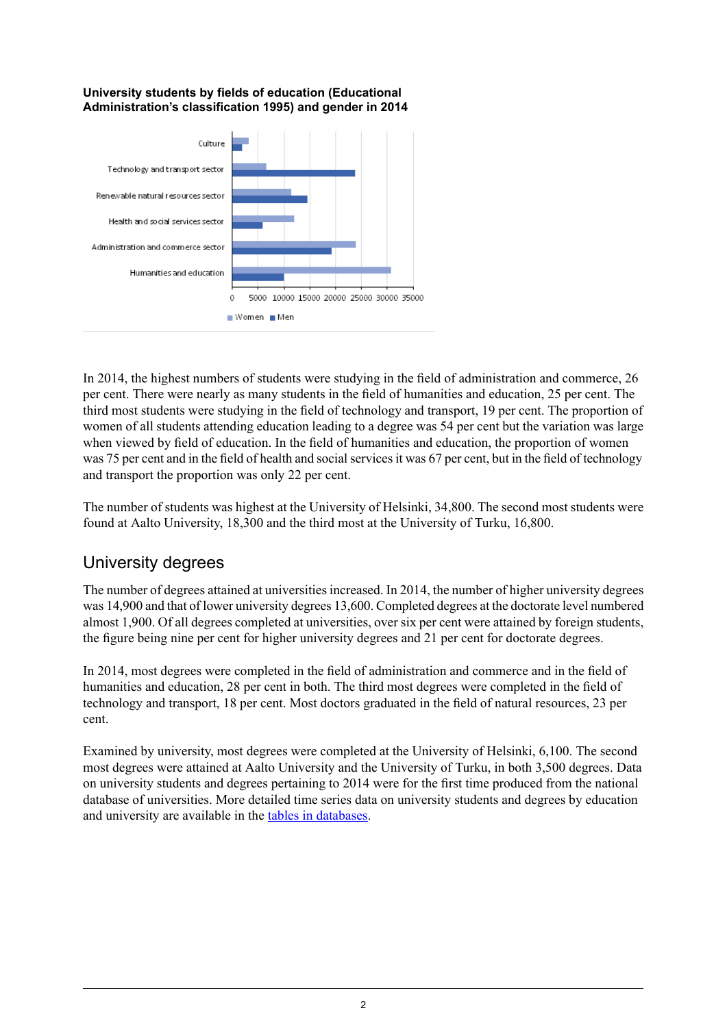**University students by fields of education (Educational Administration's classification 1995) and gender in 2014**

In 2014, the highest numbers of students were studying in the field of administration and commerce, 26 per cent. There were nearly as many students in the field of humanities and education, 25 per cent. The third most students were studying in the field of technology and transport, 19 per cent. The proportion of women of all students attending education leading to a degree was 54 per cent but the variation was large when viewed by field of education. In the field of humanities and education, the proportion of women was 75 per cent and in the field of health and social services it was 67 per cent, but in the field of technology and transport the proportion was only 22 per cent.

The number of students was highest at the University of Helsinki, 34,800. The second most students were found at Aalto University, 18,300 and the third most at the University of Turku, 16,800.

## University degrees

The number of degrees attained at universities increased. In 2014, the number of higher university degrees was 14,900 and that of lower university degrees 13,600. Completed degrees at the doctorate level numbered almost 1,900. Of all degrees completed at universities, over six per cent were attained by foreign students, the figure being nine per cent for higher university degrees and 21 per cent for doctorate degrees.

In 2014, most degrees were completed in the field of administration and commerce and in the field of humanities and education, 28 per cent in both. The third most degrees were completed in the field of technology and transport, 18 per cent. Most doctors graduated in the field of natural resources, 23 per cent.

Examined by university, most degrees were completed at the University of Helsinki, 6,100. The second most degrees were attained at Aalto University and the University of Turku, in both 3,500 degrees. Data on university students and degrees pertaining to 2014 were for the first time produced from the national database of universities. More detailed time series data on university students and degrees by education and university are available in the tables in databases.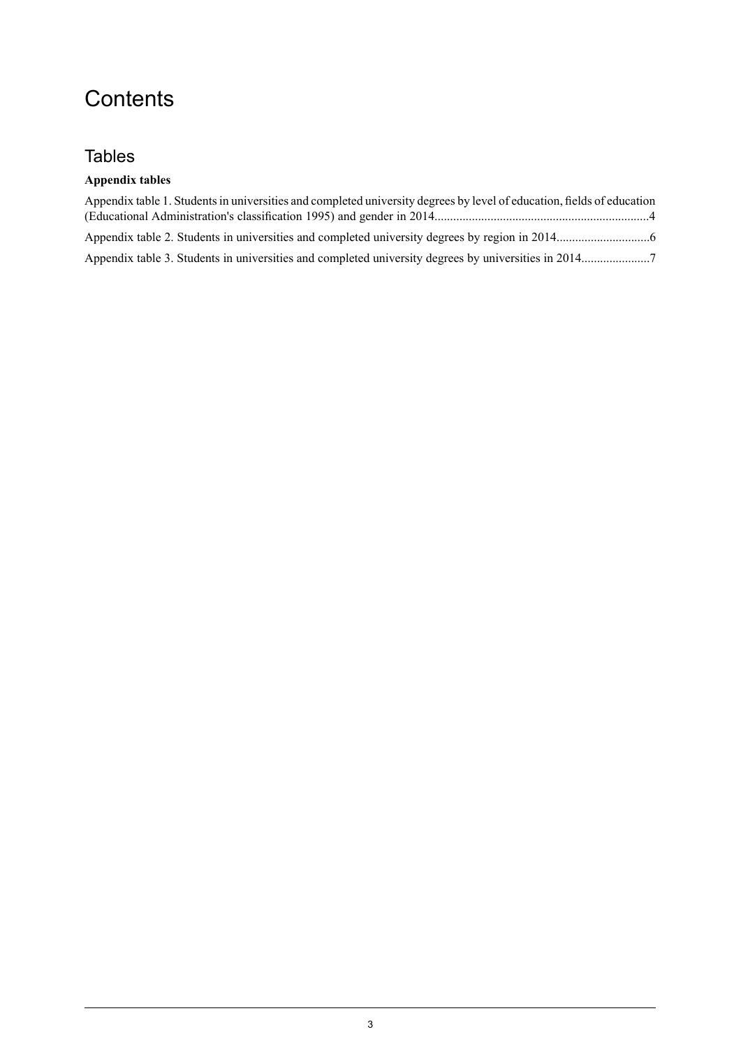# Contents

## Tables

**Appendix tables**

Appendix table 1. Students in universities and completed university degrees by level of education, fields of education (Educational Administration's classification 1995) and gender in 2014....................................................................4

Appendix table 2. Students in universities and completed university degrees by region in 2014..............................6

Appendix table 3. Students in universities and completed university degrees by universities in 2014......................7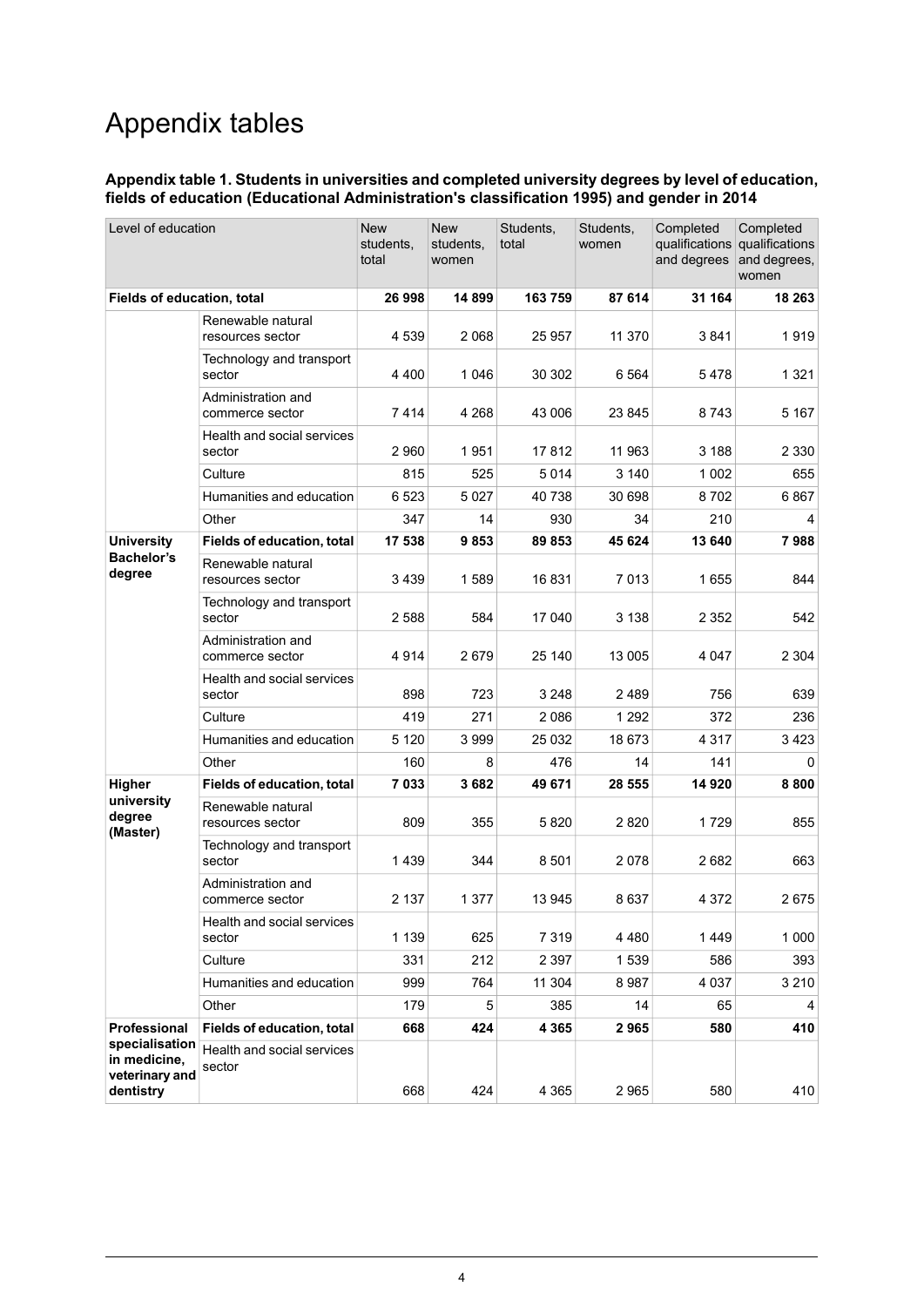# Appendix tables

**Appendix table 1. Students in universities and completed university degrees by level of education, fields of education (Educational Administration's classification 1995) and gender in 2014**

| Level of education | | New students, total | New students, women | Students, total | Students, women | Completed qualifications and degrees | Completed qualifications and degrees, women |
|---|---|---|---|---|---|---|---|
| **Fields of education, total** | | **26 998** | **14 899** | **163 759** | **87 614** | **31 164** | **18 263** |
| | Renewable natural resources sector | 4 539 | 2 068 | 25 957 | 11 370 | 3 841 | 1 919 |
| | Technology and transport sector | 4 400 | 1 046 | 30 302 | 6 564 | 5 478 | 1 321 |
| | Administration and commerce sector | 7 414 | 4 268 | 43 006 | 23 845 | 8 743 | 5 167 |
| | Health and social services sector | 2 960 | 1 951 | 17 812 | 11 963 | 3 188 | 2 330 |
| | Culture | 815 | 525 | 5 014 | 3 140 | 1 002 | 655 |
| | Humanities and education | 6 523 | 5 027 | 40 738 | 30 698 | 8 702 | 6 867 |
| | Other | 347 | 14 | 930 | 34 | 210 | 4 |
| **University Bachelor's degree** | **Fields of education, total** | **17 538** | **9 853** | **89 853** | **45 624** | **13 640** | **7 988** |
| | Renewable natural resources sector | 3 439 | 1 589 | 16 831 | 7 013 | 1 655 | 844 |
| | Technology and transport sector | 2 588 | 584 | 17 040 | 3 138 | 2 352 | 542 |
| | Administration and commerce sector | 4 914 | 2 679 | 25 140 | 13 005 | 4 047 | 2 304 |
| | Health and social services sector | 898 | 723 | 3 248 | 2 489 | 756 | 639 |
| | Culture | 419 | 271 | 2 086 | 1 292 | 372 | 236 |
| | Humanities and education | 5 120 | 3 999 | 25 032 | 18 673 | 4 317 | 3 423 |
| | Other | 160 | 8 | 476 | 14 | 141 | 0 |
| **Higher university degree (Master)** | **Fields of education, total** | **7 033** | **3 682** | **49 671** | **28 555** | **14 920** | **8 800** |
| | Renewable natural resources sector | 809 | 355 | 5 820 | 2 820 | 1 729 | 855 |
| | Technology and transport sector | 1 439 | 344 | 8 501 | 2 078 | 2 682 | 663 |
| | Administration and commerce sector | 2 137 | 1 377 | 13 945 | 8 637 | 4 372 | 2 675 |
| | Health and social services sector | 1 139 | 625 | 7 319 | 4 480 | 1 449 | 1 000 |
| | Culture | 331 | 212 | 2 397 | 1 539 | 586 | 393 |
| | Humanities and education | 999 | 764 | 11 304 | 8 987 | 4 037 | 3 210 |
| | Other | 179 | 5 | 385 | 14 | 65 | 4 |
| **Professional specialisation in medicine, veterinary and dentistry** | **Fields of education, total** | **668** | **424** | **4 365** | **2 965** | **580** | **410** |
| | Health and social services sector | 668 | 424 | 4 365 | 2 965 | 580 | 410 |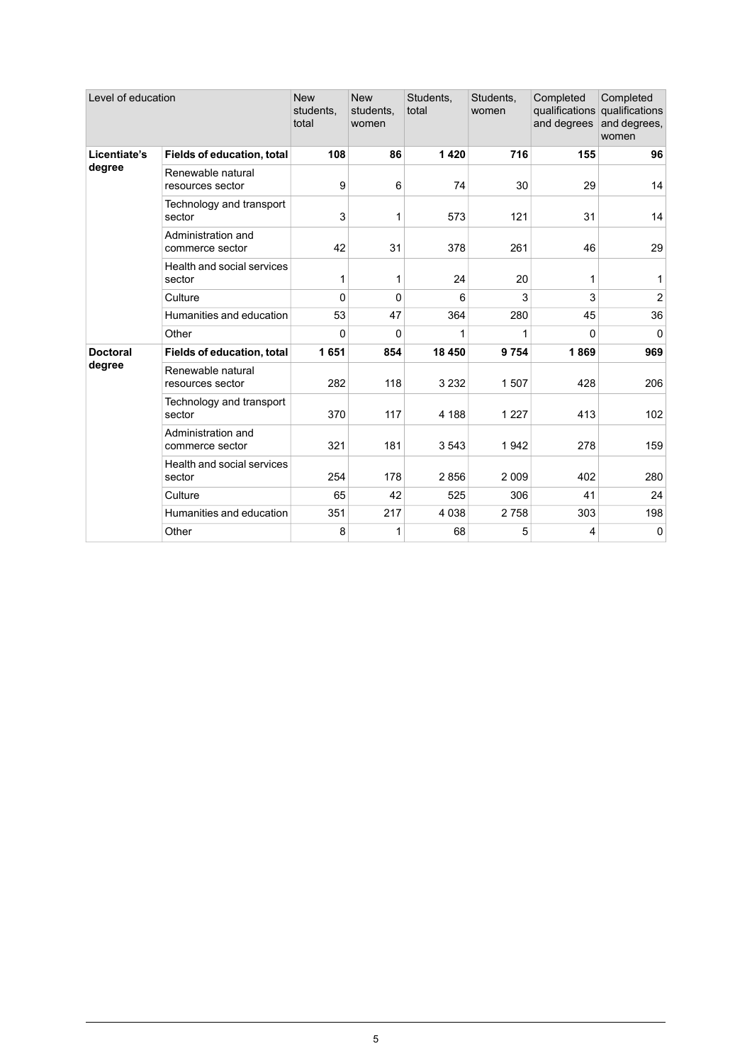| Level of education | | New students, total | New students, women | Students, total | Students, women | Completed qualifications and degrees | Completed qualifications and degrees, women |
|---|---|---|---|---|---|---|---|
| **Licentiate's degree** | **Fields of education, total** | **108** | **86** | **1 420** | **716** | **155** | **96** |
| | Renewable natural resources sector | 9 | 6 | 74 | 30 | 29 | 14 |
| | Technology and transport sector | 3 | 1 | 573 | 121 | 31 | 14 |
| | Administration and commerce sector | 42 | 31 | 378 | 261 | 46 | 29 |
| | Health and social services sector | 1 | 1 | 24 | 20 | 1 | 1 |
| | Culture | 0 | 0 | 6 | 3 | 3 | 2 |
| | Humanities and education | 53 | 47 | 364 | 280 | 45 | 36 |
| | Other | 0 | 0 | 1 | 1 | 0 | 0 |
| **Doctoral degree** | **Fields of education, total** | **1 651** | **854** | **18 450** | **9 754** | **1 869** | **969** |
| | Renewable natural resources sector | 282 | 118 | 3 232 | 1 507 | 428 | 206 |
| | Technology and transport sector | 370 | 117 | 4 188 | 1 227 | 413 | 102 |
| | Administration and commerce sector | 321 | 181 | 3 543 | 1 942 | 278 | 159 |
| | Health and social services sector | 254 | 178 | 2 856 | 2 009 | 402 | 280 |
| | Culture | 65 | 42 | 525 | 306 | 41 | 24 |
| | Humanities and education | 351 | 217 | 4 038 | 2 758 | 303 | 198 |
| | Other | 8 | 1 | 68 | 5 | 4 | 0 |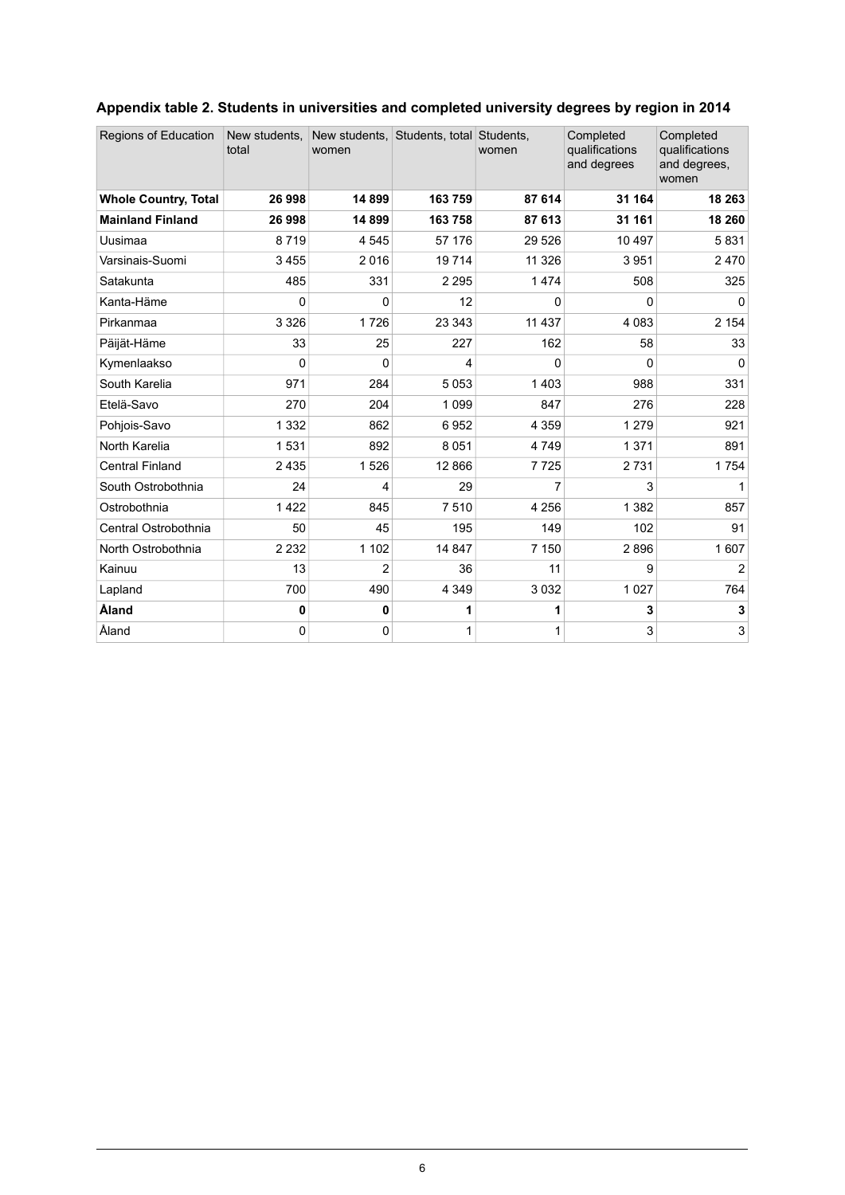## Appendix table 2. Students in universities and completed university degrees by region in 2014

| Regions of Education | New students, total | New students, women | Students, total | Students, women | Completed qualifications and degrees | Completed qualifications and degrees, women |
|---|---|---|---|---|---|---|
| **Whole Country, Total** | **26 998** | **14 899** | **163 759** | **87 614** | **31 164** | **18 263** |
| **Mainland Finland** | **26 998** | **14 899** | **163 758** | **87 613** | **31 161** | **18 260** |
| Uusimaa | 8 719 | 4 545 | 57 176 | 29 526 | 10 497 | 5 831 |
| Varsinais-Suomi | 3 455 | 2 016 | 19 714 | 11 326 | 3 951 | 2 470 |
| Satakunta | 485 | 331 | 2 295 | 1 474 | 508 | 325 |
| Kanta-Häme | 0 | 0 | 12 | 0 | 0 | 0 |
| Pirkanmaa | 3 326 | 1 726 | 23 343 | 11 437 | 4 083 | 2 154 |
| Päijät-Häme | 33 | 25 | 227 | 162 | 58 | 33 |
| Kymenlaakso | 0 | 0 | 4 | 0 | 0 | 0 |
| South Karelia | 971 | 284 | 5 053 | 1 403 | 988 | 331 |
| Etelä-Savo | 270 | 204 | 1 099 | 847 | 276 | 228 |
| Pohjois-Savo | 1 332 | 862 | 6 952 | 4 359 | 1 279 | 921 |
| North Karelia | 1 531 | 892 | 8 051 | 4 749 | 1 371 | 891 |
| Central Finland | 2 435 | 1 526 | 12 866 | 7 725 | 2 731 | 1 754 |
| South Ostrobothnia | 24 | 4 | 29 | 7 | 3 | 1 |
| Ostrobothnia | 1 422 | 845 | 7 510 | 4 256 | 1 382 | 857 |
| Central Ostrobothnia | 50 | 45 | 195 | 149 | 102 | 91 |
| North Ostrobothnia | 2 232 | 1 102 | 14 847 | 7 150 | 2 896 | 1 607 |
| Kainuu | 13 | 2 | 36 | 11 | 9 | 2 |
| Lapland | 700 | 490 | 4 349 | 3 032 | 1 027 | 764 |
| **Åland** | **0** | **0** | **1** | **1** | **3** | **3** |
| Åland | 0 | 0 | 1 | 1 | 3 | 3 |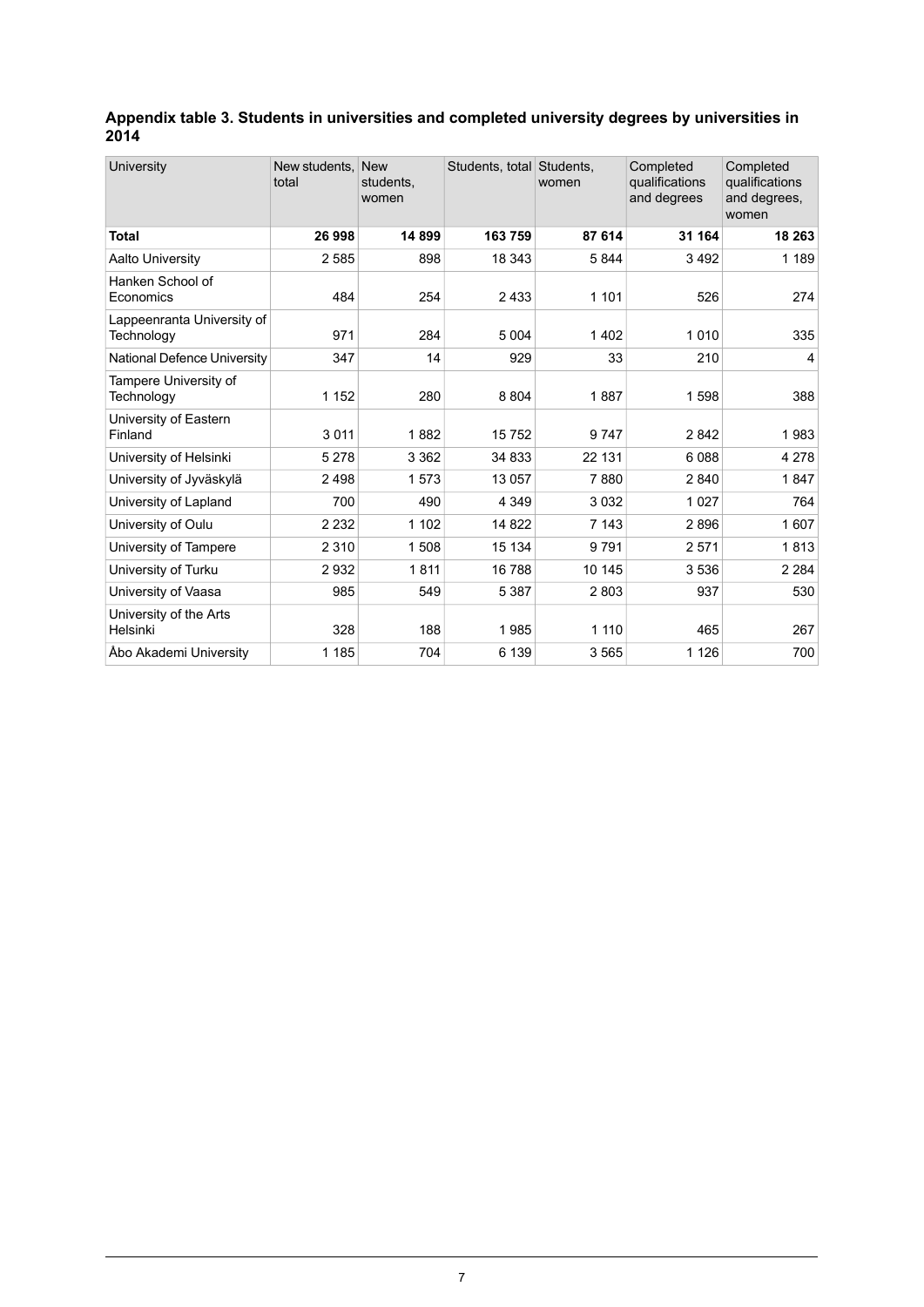### Appendix table 3. Students in universities and completed university degrees by universities in 2014

| University | New students, total | New students, women | Students, total | Students, women | Completed qualifications and degrees | Completed qualifications and degrees, women |
|---|---|---|---|---|---|---|
| **Total** | **26 998** | **14 899** | **163 759** | **87 614** | **31 164** | **18 263** |
| Aalto University | 2 585 | 898 | 18 343 | 5 844 | 3 492 | 1 189 |
| Hanken School of Economics | 484 | 254 | 2 433 | 1 101 | 526 | 274 |
| Lappeenranta University of Technology | 971 | 284 | 5 004 | 1 402 | 1 010 | 335 |
| National Defence University | 347 | 14 | 929 | 33 | 210 | 4 |
| Tampere University of Technology | 1 152 | 280 | 8 804 | 1 887 | 1 598 | 388 |
| University of Eastern Finland | 3 011 | 1 882 | 15 752 | 9 747 | 2 842 | 1 983 |
| University of Helsinki | 5 278 | 3 362 | 34 833 | 22 131 | 6 088 | 4 278 |
| University of Jyväskylä | 2 498 | 1 573 | 13 057 | 7 880 | 2 840 | 1 847 |
| University of Lapland | 700 | 490 | 4 349 | 3 032 | 1 027 | 764 |
| University of Oulu | 2 232 | 1 102 | 14 822 | 7 143 | 2 896 | 1 607 |
| University of Tampere | 2 310 | 1 508 | 15 134 | 9 791 | 2 571 | 1 813 |
| University of Turku | 2 932 | 1 811 | 16 788 | 10 145 | 3 536 | 2 284 |
| University of Vaasa | 985 | 549 | 5 387 | 2 803 | 937 | 530 |
| University of the Arts Helsinki | 328 | 188 | 1 985 | 1 110 | 465 | 267 |
| Åbo Akademi University | 1 185 | 704 | 6 139 | 3 565 | 1 126 | 700 |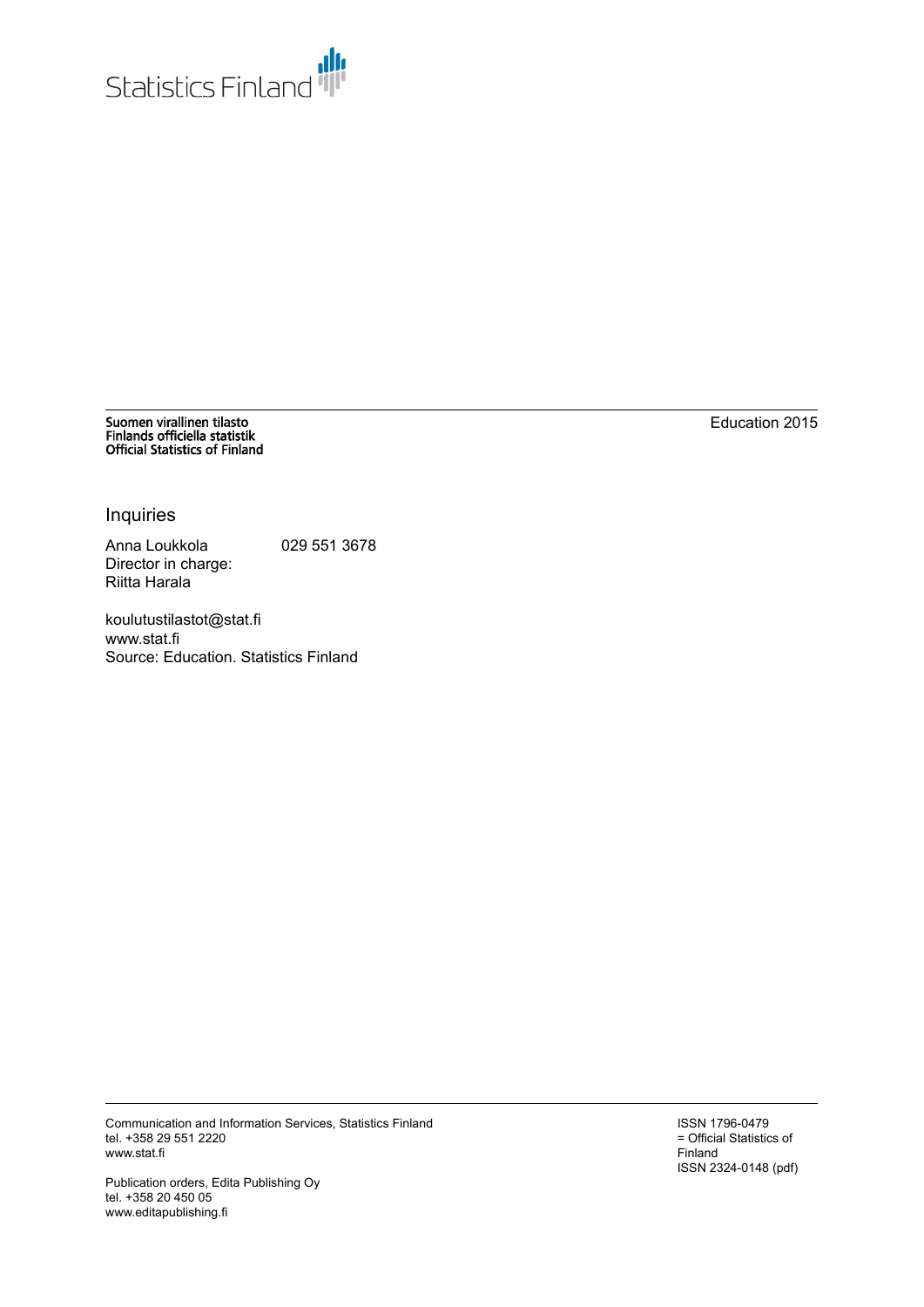Statistics Finland

Suomen virallinen tilasto
Finlands officiella statistik
Official Statistics of Finland

Education 2015

## Inquiries

Anna Loukkola 029 551 3678
Director in charge:
Riitta Harala

koulutustilastot@stat.fi
www.stat.fi
Source: Education. Statistics Finland

Communication and Information Services, Statistics Finland
tel. +358 29 551 2220
www.stat.fi

Publication orders, Edita Publishing Oy
tel. +358 20 450 05
www.editapublishing.fi

ISSN 1796-0479
= Official Statistics of Finland
ISSN 2324-0148 (pdf)